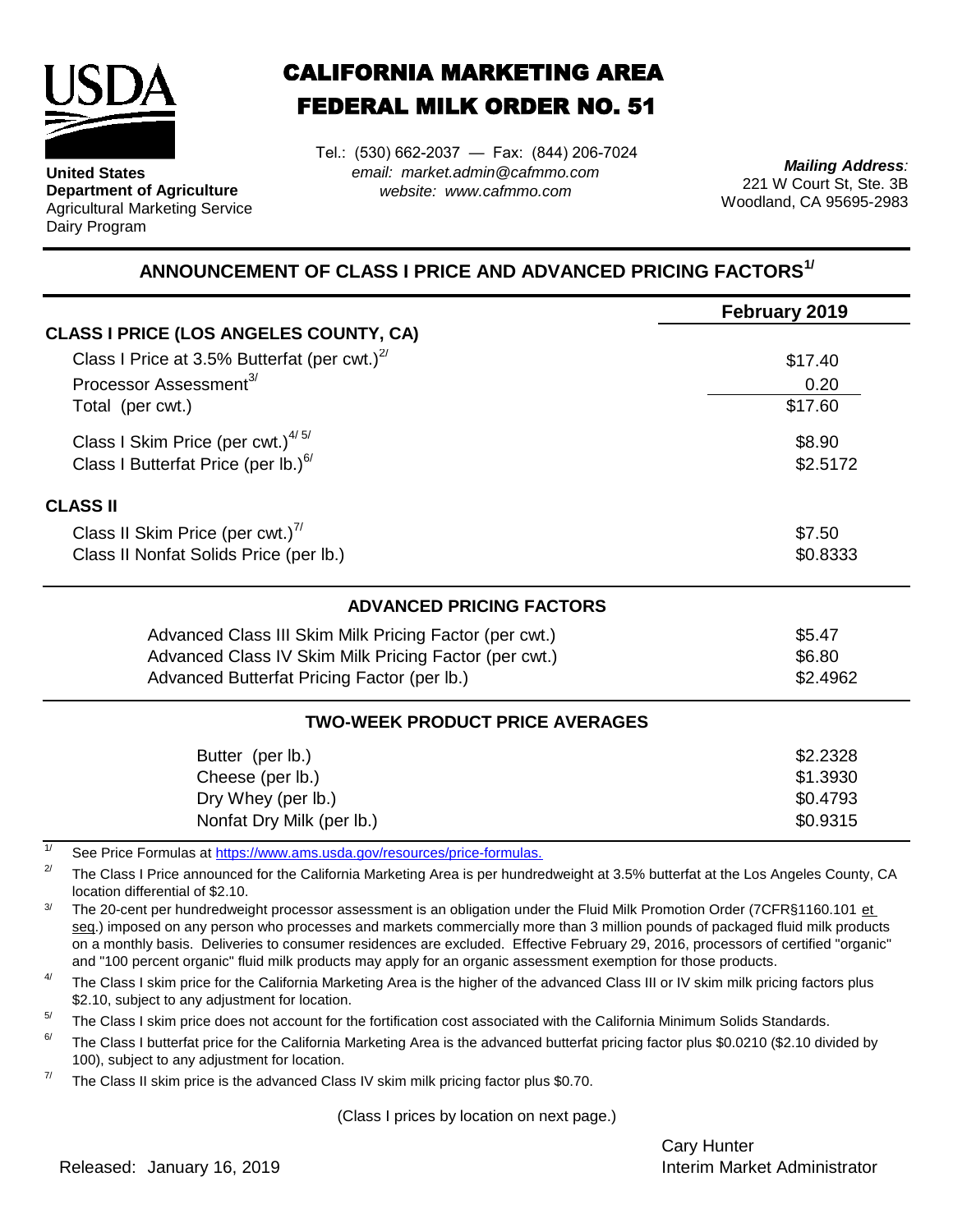**United States Department of Agriculture**
Agricultural Marketing Service
Dairy Program

# CALIFORNIA MARKETING AREA
# FEDERAL MILK ORDER NO. 51

Tel.: (530) 662-2037 — Fax: (844) 206-7024
*email: market.admin@cafmmo.com*
*website: www.cafmmo.com*

***Mailing Address:***
221 W Court St, Ste. 3B
Woodland, CA 95695-2983

## ANNOUNCEMENT OF CLASS I PRICE AND ADVANCED PRICING FACTORS[1/]

| | February 2019 |
|---|---|
| **CLASS I PRICE (LOS ANGELES COUNTY, CA)** | |
| Class I Price at 3.5% Butterfat (per cwt.)[2/] | \$17.40 |
| Processor Assessment[3/] | 0.20 |
| Total (per cwt.) | \$17.60 |
| Class I Skim Price (per cwt.)[4/ 5/] | \$8.90 |
| Class I Butterfat Price (per lb.)[6/] | \$2.5172 |
| **CLASS II** | |
| Class II Skim Price (per cwt.)[7/] | \$7.50 |
| Class II Nonfat Solids Price (per lb.) | \$0.8333 |

### ADVANCED PRICING FACTORS

| | |
|---|---|
| Advanced Class III Skim Milk Pricing Factor (per cwt.) | \$5.47 |
| Advanced Class IV Skim Milk Pricing Factor (per cwt.) | \$6.80 |
| Advanced Butterfat Pricing Factor (per lb.) | \$2.4962 |

### TWO-WEEK PRODUCT PRICE AVERAGES

| | |
|---|---|
| Butter (per lb.) | \$2.2328 |
| Cheese (per lb.) | \$1.3930 |
| Dry Whey (per lb.) | \$0.4793 |
| Nonfat Dry Milk (per lb.) | \$0.9315 |

[1/] See Price Formulas at https://www.ams.usda.gov/resources/price-formulas.

[2/] The Class I Price announced for the California Marketing Area is per hundredweight at 3.5% butterfat at the Los Angeles County, CA location differential of \$2.10.

[3/] The 20-cent per hundredweight processor assessment is an obligation under the Fluid Milk Promotion Order (7CFR§1160.101 et seq.) imposed on any person who processes and markets commercially more than 3 million pounds of packaged fluid milk products on a monthly basis. Deliveries to consumer residences are excluded. Effective February 29, 2016, processors of certified "organic" and "100 percent organic" fluid milk products may apply for an organic assessment exemption for those products.

[4/] The Class I skim price for the California Marketing Area is the higher of the advanced Class III or IV skim milk pricing factors plus \$2.10, subject to any adjustment for location.

[5/] The Class I skim price does not account for the fortification cost associated with the California Minimum Solids Standards.

[6/] The Class I butterfat price for the California Marketing Area is the advanced butterfat pricing factor plus \$0.0210 (\$2.10 divided by 100), subject to any adjustment for location.

[7/] The Class II skim price is the advanced Class IV skim milk pricing factor plus \$0.70.

(Class I prices by location on next page.)

Released: January 16, 2019

Cary Hunter
Interim Market Administrator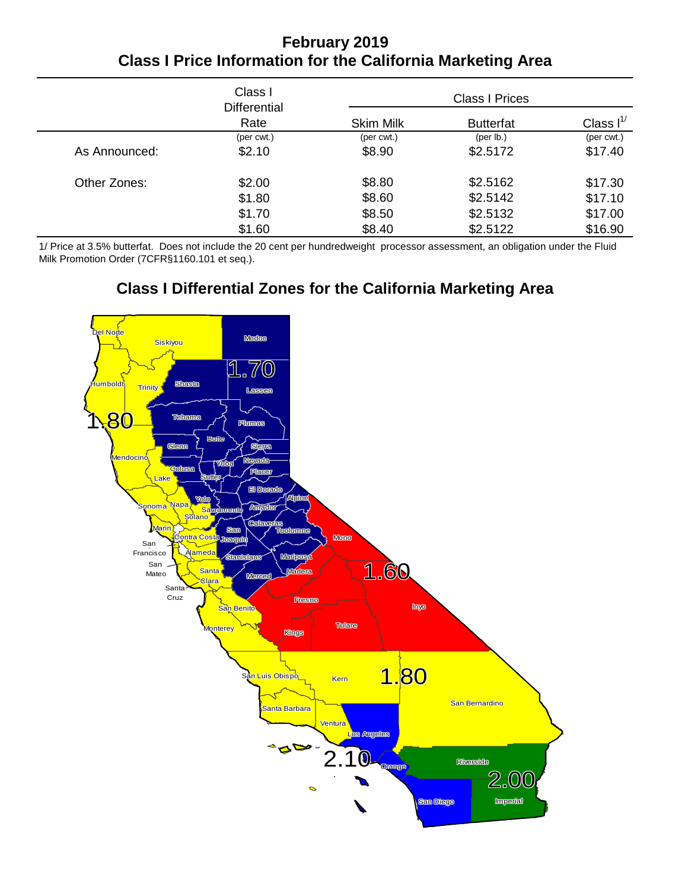## February 2019
## Class I Price Information for the California Marketing Area

| | Class I Differential Rate | Class I Prices | | |
|---|---|---|---|---|
| | | Skim Milk | Butterfat | Class I[1/] |
| | (per cwt.) | (per cwt.) | (per lb.) | (per cwt.) |
| As Announced: | $2.10 | $8.90 | $2.5172 | $17.40 |
| Other Zones: | $2.00 | $8.80 | $2.5162 | $17.30 |
| | $1.80 | $8.60 | $2.5142 | $17.10 |
| | $1.70 | $8.50 | $2.5132 | $17.00 |
| | $1.60 | $8.40 | $2.5122 | $16.90 |

1/ Price at 3.5% butterfat. Does not include the 20 cent per hundredweight processor assessment, an obligation under the Fluid Milk Promotion Order (7CFR§1160.101 et seq.).

## Class I Differential Zones for the California Marketing Area

Del Norte
Siskiyou
Modoc
1.70
Humboldt
Trinity
Shasta
Lassen
1.80
Tehama
Plumas
Butte
Glenn
Sierra
Mendocino
Yuba
Nevada
Colusa
Placer
Lake
Sutter
El Dorado
Yolo
Alpine
Sonoma
Napa
Sacramento
Amador
Solano
Calaveras
Marin
San Joaquin
Tuolumne
Contra Costa
Mono
San Francisco
Alameda
Stanislaus
Mariposa
San Mateo
Santa Clara
Merced
Madera
1.60
Santa Cruz
Fresno
San Benito
Inyo
Monterey
Tulare
Kings
San Luis Obispo
Kern
1.80
San Bernardino
Santa Barbara
Ventura
Los Angeles
2.10
Orange
Riverside
2.00
San Diego
Imperial